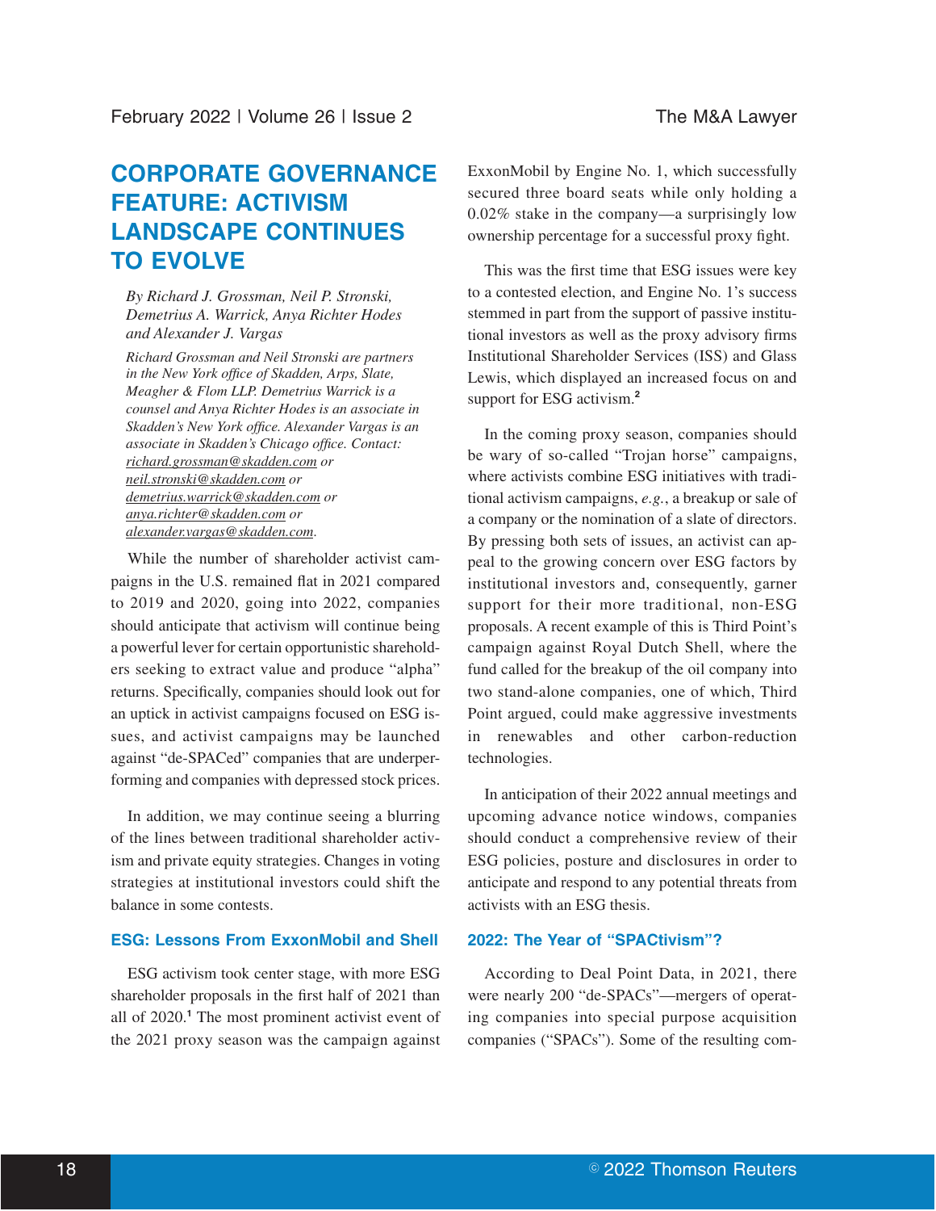# CORPORATE GOVERNANCE FEATURE: ACTIVISM LANDSCAPE CONTINUES TO EVOLVE

*By Richard J. Grossman, Neil P. Stronski, Demetrius A. Warrick, Anya Richter Hodes and Alexander J. Vargas*

*Richard Grossman and Neil Stronski are partners in the New York office of Skadden, Arps, Slate, Meagher & Flom LLP. Demetrius Warrick is a counsel and Anya Richter Hodes is an associate in Skadden's New York office. Alexander Vargas is an associate in Skadden's Chicago office. Contact: richard.grossman@skadden.com or neil.stronski@skadden.com or demetrius.warrick@skadden.com or anya.richter@skadden.com or alexander.vargas@skadden.com.*

While the number of shareholder activist campaigns in the U.S. remained flat in 2021 compared to 2019 and 2020, going into 2022, companies should anticipate that activism will continue being a powerful lever for certain opportunistic shareholders seeking to extract value and produce "alpha" returns. Specifically, companies should look out for an uptick in activist campaigns focused on ESG issues, and activist campaigns may be launched against "de-SPACed" companies that are underperforming and companies with depressed stock prices.

In addition, we may continue seeing a blurring of the lines between traditional shareholder activism and private equity strategies. Changes in voting strategies at institutional investors could shift the balance in some contests.

## ESG: Lessons From ExxonMobil and Shell

ESG activism took center stage, with more ESG shareholder proposals in the first half of 2021 than all of 2020.[1] The most prominent activist event of the 2021 proxy season was the campaign against ExxonMobil by Engine No. 1, which successfully secured three board seats while only holding a 0.02% stake in the company—a surprisingly low ownership percentage for a successful proxy fight.

This was the first time that ESG issues were key to a contested election, and Engine No. 1's success stemmed in part from the support of passive institutional investors as well as the proxy advisory firms Institutional Shareholder Services (ISS) and Glass Lewis, which displayed an increased focus on and support for ESG activism.[2]

In the coming proxy season, companies should be wary of so-called "Trojan horse" campaigns, where activists combine ESG initiatives with traditional activism campaigns, *e.g.*, a breakup or sale of a company or the nomination of a slate of directors. By pressing both sets of issues, an activist can appeal to the growing concern over ESG factors by institutional investors and, consequently, garner support for their more traditional, non-ESG proposals. A recent example of this is Third Point's campaign against Royal Dutch Shell, where the fund called for the breakup of the oil company into two stand-alone companies, one of which, Third Point argued, could make aggressive investments in renewables and other carbon-reduction technologies.

In anticipation of their 2022 annual meetings and upcoming advance notice windows, companies should conduct a comprehensive review of their ESG policies, posture and disclosures in order to anticipate and respond to any potential threats from activists with an ESG thesis.

## 2022: The Year of "SPACtivism"?

According to Deal Point Data, in 2021, there were nearly 200 "de-SPACs"—mergers of operating companies into special purpose acquisition companies ("SPACs"). Some of the resulting com-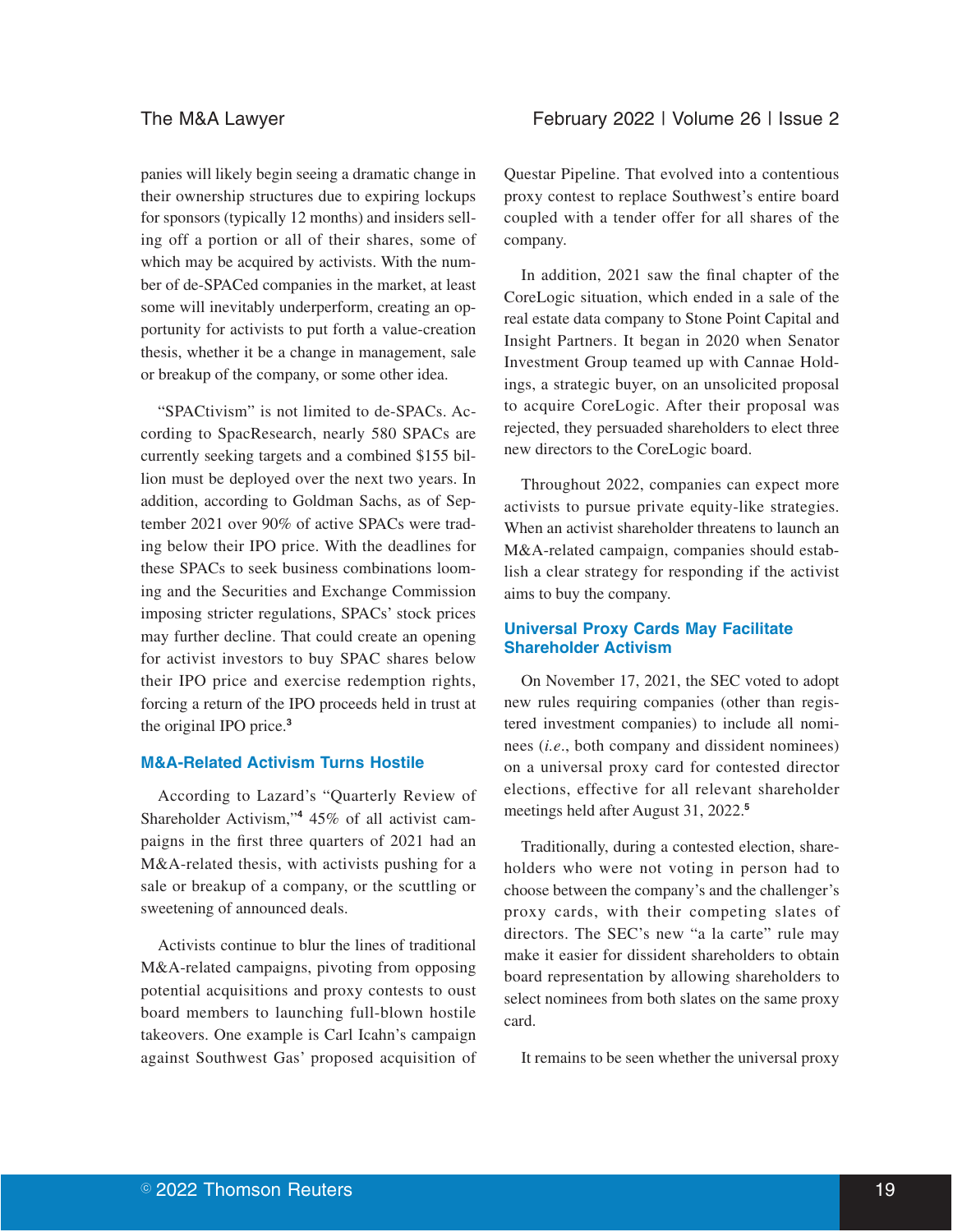panies will likely begin seeing a dramatic change in their ownership structures due to expiring lockups for sponsors (typically 12 months) and insiders selling off a portion or all of their shares, some of which may be acquired by activists. With the number of de-SPACed companies in the market, at least some will inevitably underperform, creating an opportunity for activists to put forth a value-creation thesis, whether it be a change in management, sale or breakup of the company, or some other idea.

"SPACtivism" is not limited to de-SPACs. According to SpacResearch, nearly 580 SPACs are currently seeking targets and a combined $155 billion must be deployed over the next two years. In addition, according to Goldman Sachs, as of September 2021 over 90% of active SPACs were trading below their IPO price. With the deadlines for these SPACs to seek business combinations looming and the Securities and Exchange Commission imposing stricter regulations, SPACs' stock prices may further decline. That could create an opening for activist investors to buy SPAC shares below their IPO price and exercise redemption rights, forcing a return of the IPO proceeds held in trust at the original IPO price.[3]

## M&A-Related Activism Turns Hostile

According to Lazard's "Quarterly Review of Shareholder Activism,"[4] 45% of all activist campaigns in the first three quarters of 2021 had an M&A-related thesis, with activists pushing for a sale or breakup of a company, or the scuttling or sweetening of announced deals.

Activists continue to blur the lines of traditional M&A-related campaigns, pivoting from opposing potential acquisitions and proxy contests to oust board members to launching full-blown hostile takeovers. One example is Carl Icahn's campaign against Southwest Gas' proposed acquisition of Questar Pipeline. That evolved into a contentious proxy contest to replace Southwest's entire board coupled with a tender offer for all shares of the company.

In addition, 2021 saw the final chapter of the CoreLogic situation, which ended in a sale of the real estate data company to Stone Point Capital and Insight Partners. It began in 2020 when Senator Investment Group teamed up with Cannae Holdings, a strategic buyer, on an unsolicited proposal to acquire CoreLogic. After their proposal was rejected, they persuaded shareholders to elect three new directors to the CoreLogic board.

Throughout 2022, companies can expect more activists to pursue private equity-like strategies. When an activist shareholder threatens to launch an M&A-related campaign, companies should establish a clear strategy for responding if the activist aims to buy the company.

## Universal Proxy Cards May Facilitate Shareholder Activism

On November 17, 2021, the SEC voted to adopt new rules requiring companies (other than registered investment companies) to include all nominees (*i.e.*, both company and dissident nominees) on a universal proxy card for contested director elections, effective for all relevant shareholder meetings held after August 31, 2022.[5]

Traditionally, during a contested election, shareholders who were not voting in person had to choose between the company's and the challenger's proxy cards, with their competing slates of directors. The SEC's new "a la carte" rule may make it easier for dissident shareholders to obtain board representation by allowing shareholders to select nominees from both slates on the same proxy card.

It remains to be seen whether the universal proxy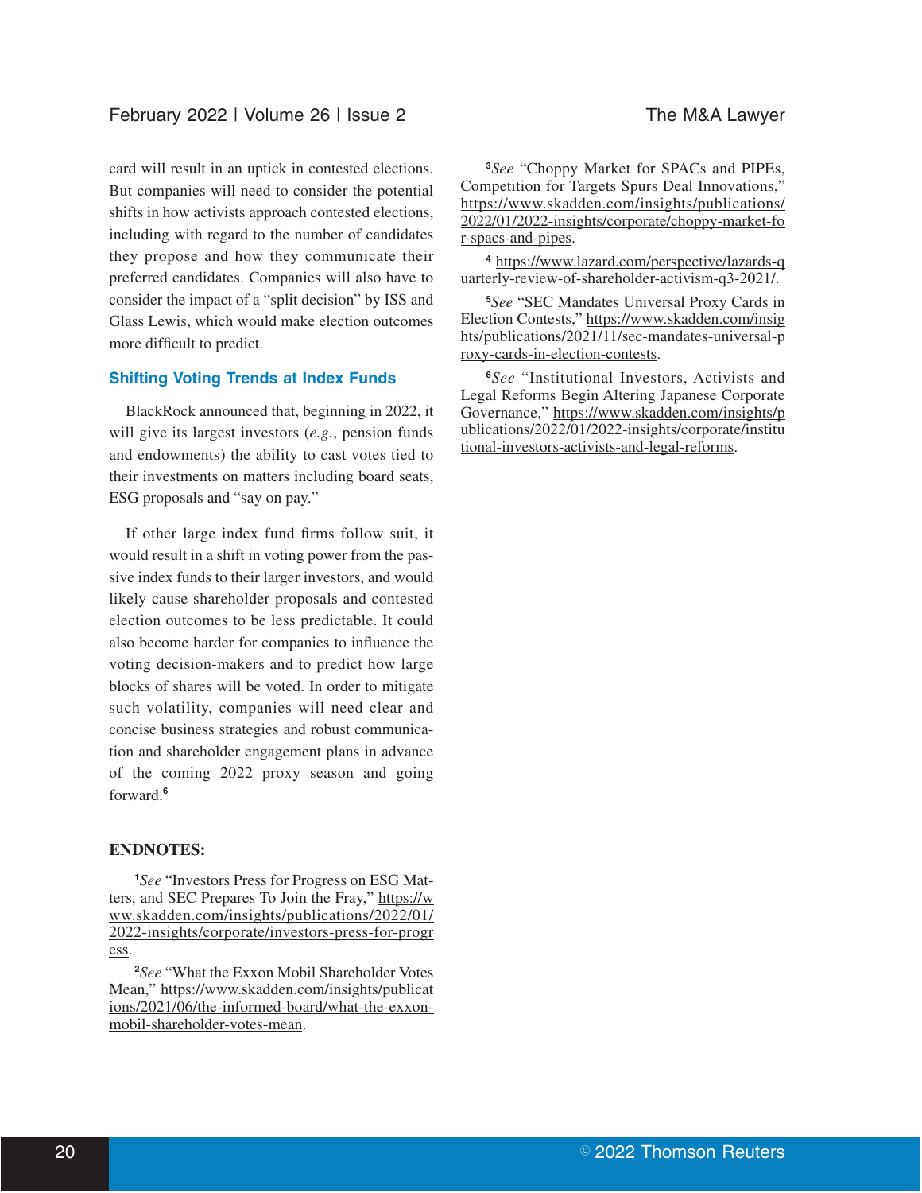card will result in an uptick in contested elections. But companies will need to consider the potential shifts in how activists approach contested elections, including with regard to the number of candidates they propose and how they communicate their preferred candidates. Companies will also have to consider the impact of a "split decision" by ISS and Glass Lewis, which would make election outcomes more difficult to predict.

### Shifting Voting Trends at Index Funds

BlackRock announced that, beginning in 2022, it will give its largest investors (*e.g.*, pension funds and endowments) the ability to cast votes tied to their investments on matters including board seats, ESG proposals and "say on pay."

If other large index fund firms follow suit, it would result in a shift in voting power from the passive index funds to their larger investors, and would likely cause shareholder proposals and contested election outcomes to be less predictable. It could also become harder for companies to influence the voting decision-makers and to predict how large blocks of shares will be voted. In order to mitigate such volatility, companies will need clear and concise business strategies and robust communication and shareholder engagement plans in advance of the coming 2022 proxy season and going forward.[6]

### ENDNOTES:

[1]*See* "Investors Press for Progress on ESG Matters, and SEC Prepares To Join the Fray," https://www.skadden.com/insights/publications/2022/01/2022-insights/corporate/investors-press-for-progress.

[2]*See* "What the Exxon Mobil Shareholder Votes Mean," https://www.skadden.com/insights/publications/2021/06/the-informed-board/what-the-exxon-mobil-shareholder-votes-mean.

[3]*See* "Choppy Market for SPACs and PIPEs, Competition for Targets Spurs Deal Innovations," https://www.skadden.com/insights/publications/2022/01/2022-insights/corporate/choppy-market-for-spacs-and-pipes.

[4] https://www.lazard.com/perspective/lazards-quarterly-review-of-shareholder-activism-q3-2021/.

[5]*See* "SEC Mandates Universal Proxy Cards in Election Contests," https://www.skadden.com/insights/publications/2021/11/sec-mandates-universal-proxy-cards-in-election-contests.

[6]*See* "Institutional Investors, Activists and Legal Reforms Begin Altering Japanese Corporate Governance," https://www.skadden.com/insights/publications/2022/01/2022-insights/corporate/institutional-investors-activists-and-legal-reforms.